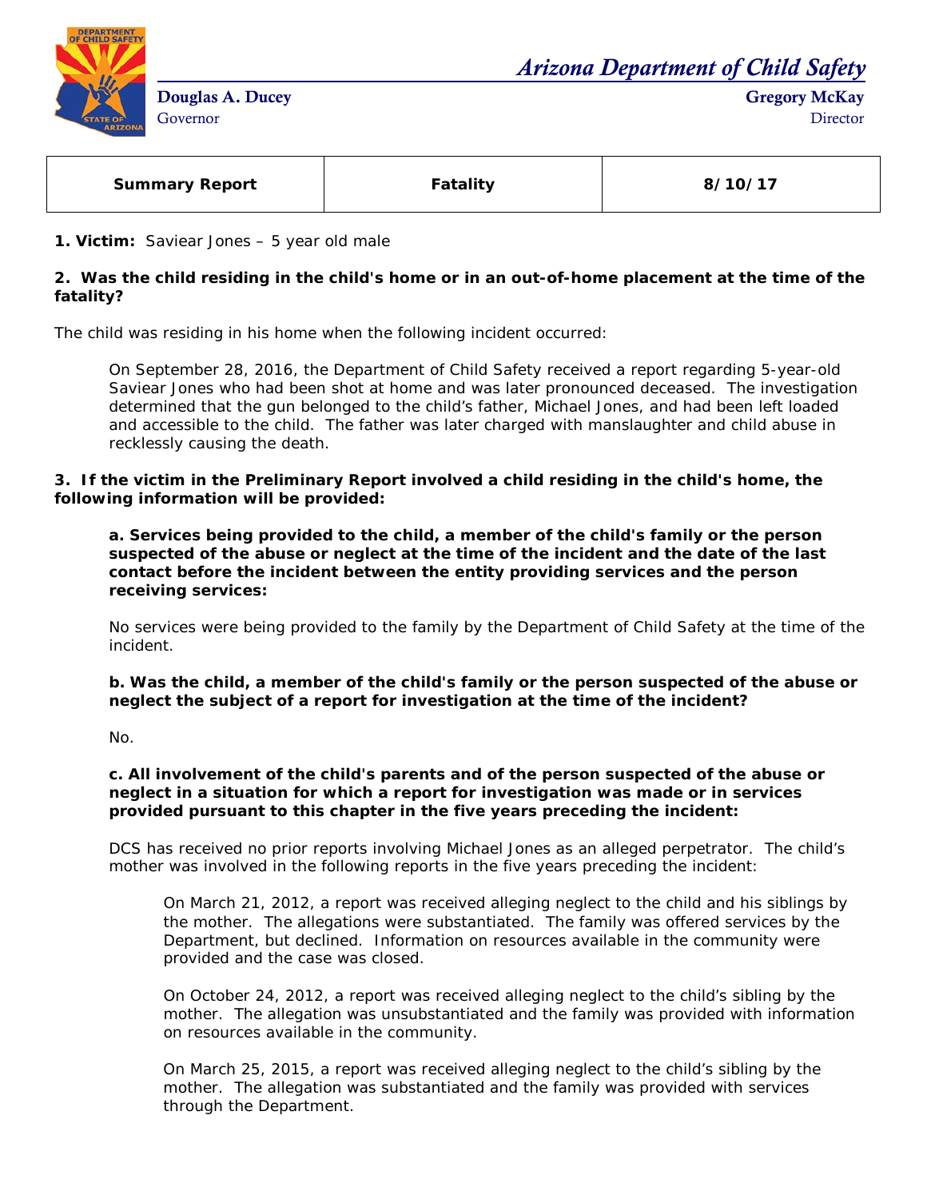# Arizona Department of Child Safety

**Douglas A. Ducey**
Governor

**Gregory McKay**
Director

| Summary Report | Fatality | 8/10/17 |
|---|---|---|

**1. Victim:** Saviear Jones – 5 year old male

**2. Was the child residing in the child's home or in an out-of-home placement at the time of the fatality?**

The child was residing in his home when the following incident occurred:

> On September 28, 2016, the Department of Child Safety received a report regarding 5-year-old Saviear Jones who had been shot at home and was later pronounced deceased. The investigation determined that the gun belonged to the child's father, Michael Jones, and had been left loaded and accessible to the child. The father was later charged with manslaughter and child abuse in recklessly causing the death.

**3. If the victim in the Preliminary Report involved a child residing in the child's home, the following information will be provided:**

**a. Services being provided to the child, a member of the child's family or the person suspected of the abuse or neglect at the time of the incident and the date of the last contact before the incident between the entity providing services and the person receiving services:**

No services were being provided to the family by the Department of Child Safety at the time of the incident.

**b. Was the child, a member of the child's family or the person suspected of the abuse or neglect the subject of a report for investigation at the time of the incident?**

No.

**c. All involvement of the child's parents and of the person suspected of the abuse or neglect in a situation for which a report for investigation was made or in services provided pursuant to this chapter in the five years preceding the incident:**

DCS has received no prior reports involving Michael Jones as an alleged perpetrator. The child's mother was involved in the following reports in the five years preceding the incident:

On March 21, 2012, a report was received alleging neglect to the child and his siblings by the mother. The allegations were substantiated. The family was offered services by the Department, but declined. Information on resources available in the community were provided and the case was closed.

On October 24, 2012, a report was received alleging neglect to the child's sibling by the mother. The allegation was unsubstantiated and the family was provided with information on resources available in the community.

On March 25, 2015, a report was received alleging neglect to the child's sibling by the mother. The allegation was substantiated and the family was provided with services through the Department.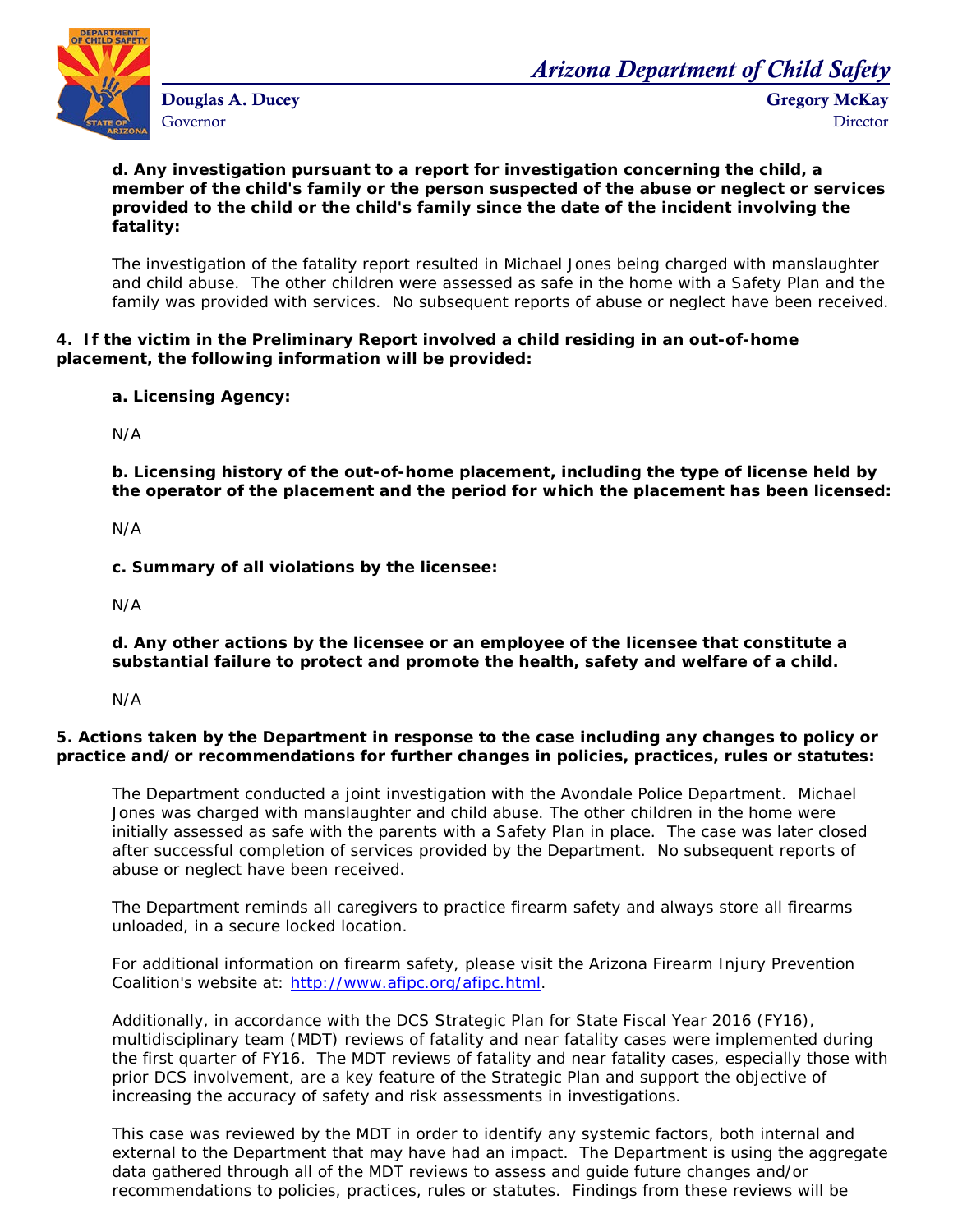**d. Any investigation pursuant to a report for investigation concerning the child, a member of the child's family or the person suspected of the abuse or neglect or services provided to the child or the child's family since the date of the incident involving the fatality:**

The investigation of the fatality report resulted in Michael Jones being charged with manslaughter and child abuse. The other children were assessed as safe in the home with a Safety Plan and the family was provided with services. No subsequent reports of abuse or neglect have been received.

**4. If the victim in the Preliminary Report involved a child residing in an out-of-home placement, the following information will be provided:**

**a. Licensing Agency:**

N/A

**b. Licensing history of the out-of-home placement, including the type of license held by the operator of the placement and the period for which the placement has been licensed:**

N/A

**c. Summary of all violations by the licensee:**

N/A

**d. Any other actions by the licensee or an employee of the licensee that constitute a substantial failure to protect and promote the health, safety and welfare of a child.**

N/A

**5. Actions taken by the Department in response to the case including any changes to policy or practice and/or recommendations for further changes in policies, practices, rules or statutes:**

The Department conducted a joint investigation with the Avondale Police Department. Michael Jones was charged with manslaughter and child abuse. The other children in the home were initially assessed as safe with the parents with a Safety Plan in place. The case was later closed after successful completion of services provided by the Department. No subsequent reports of abuse or neglect have been received.

The Department reminds all caregivers to practice firearm safety and always store all firearms unloaded, in a secure locked location.

For additional information on firearm safety, please visit the Arizona Firearm Injury Prevention Coalition's website at: [http://www.afipc.org/afipc.html](http://www.afipc.org/afipc.html).

Additionally, in accordance with the DCS Strategic Plan for State Fiscal Year 2016 (FY16), multidisciplinary team (MDT) reviews of fatality and near fatality cases were implemented during the first quarter of FY16. The MDT reviews of fatality and near fatality cases, especially those with prior DCS involvement, are a key feature of the Strategic Plan and support the objective of increasing the accuracy of safety and risk assessments in investigations.

This case was reviewed by the MDT in order to identify any systemic factors, both internal and external to the Department that may have had an impact. The Department is using the aggregate data gathered through all of the MDT reviews to assess and guide future changes and/or recommendations to policies, practices, rules or statutes. Findings from these reviews will be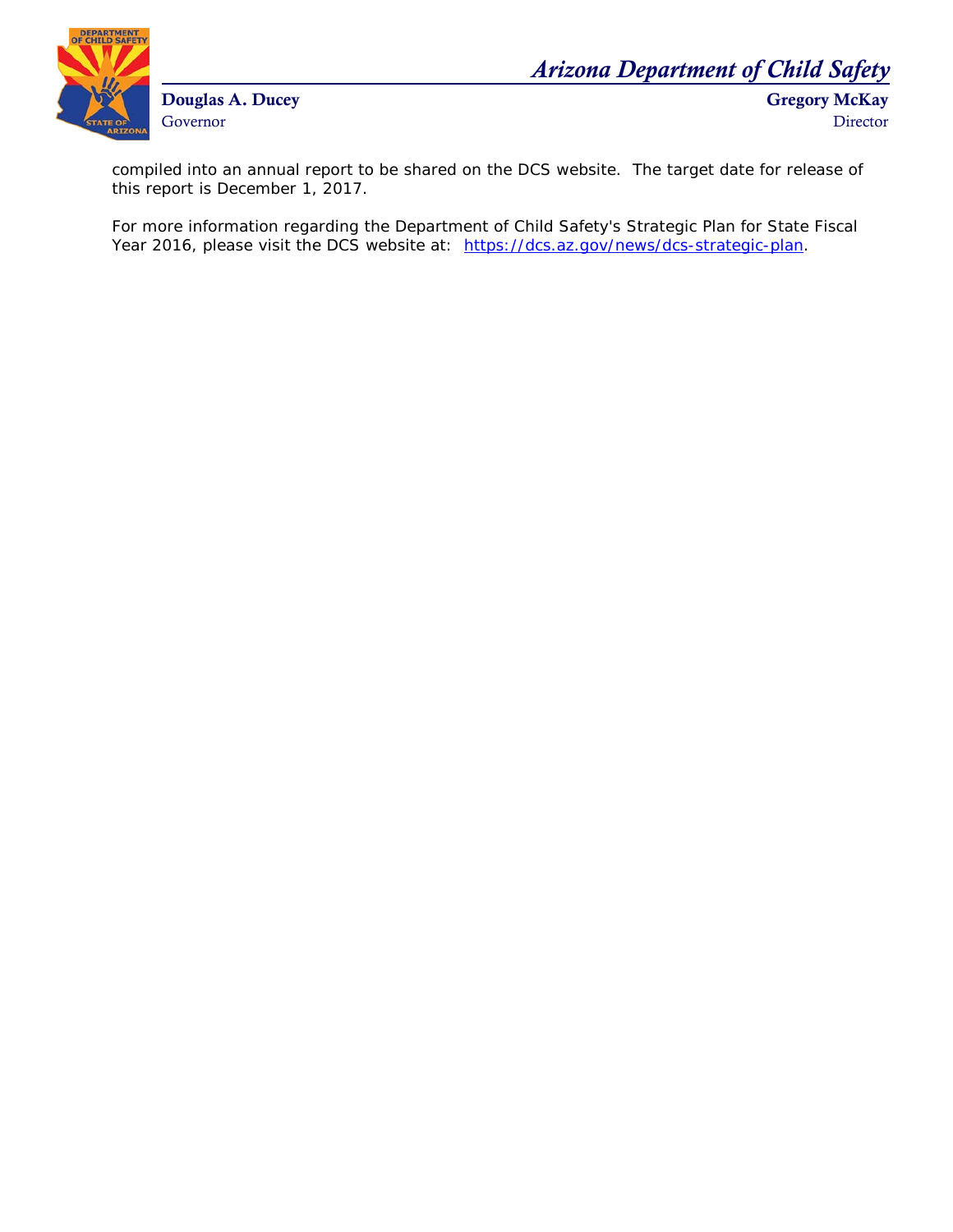compiled into an annual report to be shared on the DCS website. The target date for release of this report is December 1, 2017.

For more information regarding the Department of Child Safety's Strategic Plan for State Fiscal Year 2016, please visit the DCS website at: [https://dcs.az.gov/news/dcs-strategic-plan](https://dcs.az.gov/news/dcs-strategic-plan).